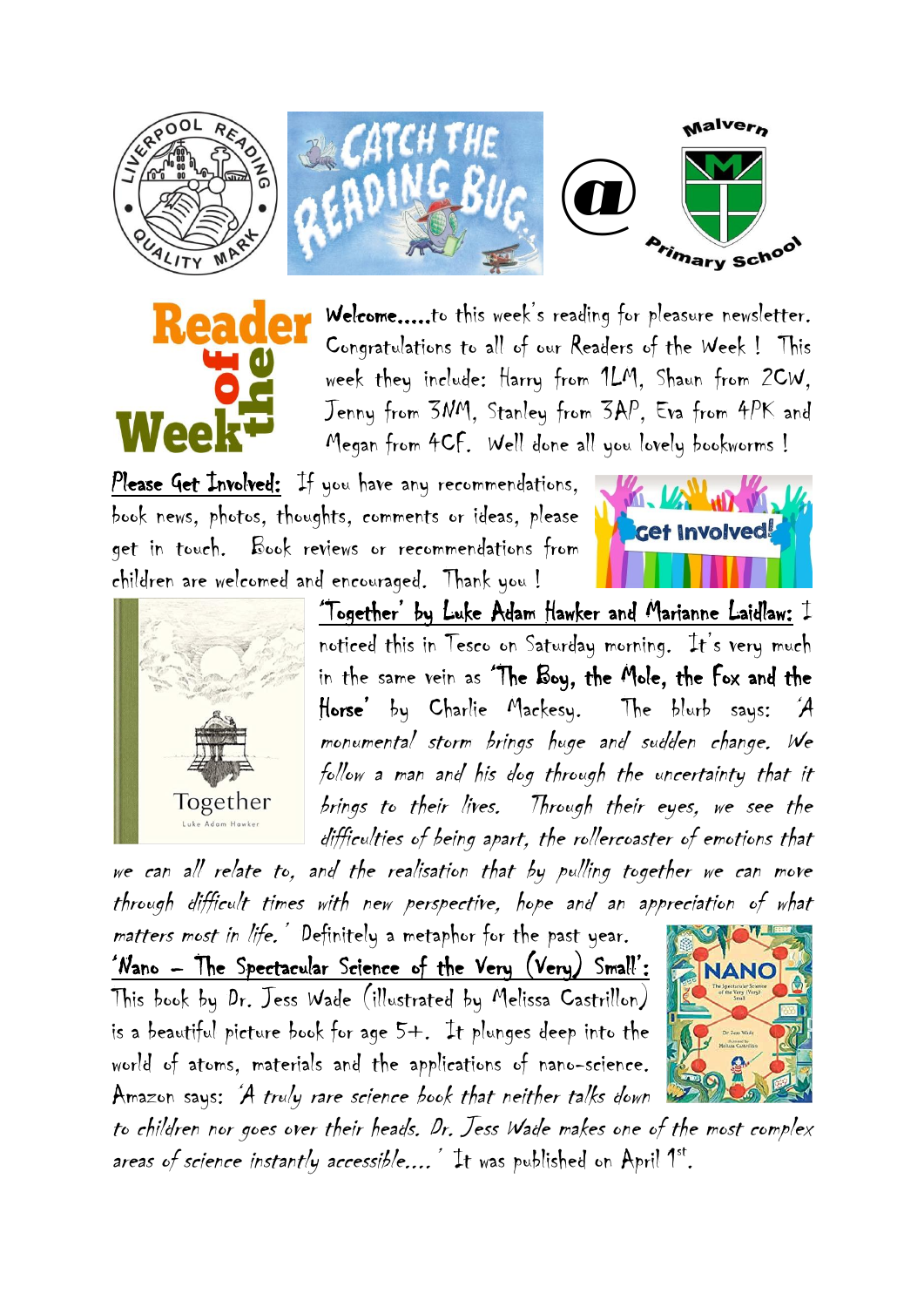Welcome.....to this week's reading for pleasure newsletter. Congratulations to all of our Readers of the Week ! This week they include: Harry from 1LM, Shaun from 2CW, Jenny from 3NM, Stanley from 3AP, Eva from 4PK and Megan from 4CF. Well done all you lovely bookworms !

**Please Get Involved:** If you have any recommendations, book news, photos, thoughts, comments or ideas, please get in touch. Book reviews or recommendations from children are welcomed and encouraged. Thank you !

**'Together' by Luke Adam Hawker and Marianne Laidlaw:** I noticed this in Tesco on Saturday morning. It's very much in the same vein as **'The Boy, the Mole, the Fox and the Horse'** by Charlie Mackesy. The blurb says: *'A monumental storm brings huge and sudden change. We follow a man and his dog through the uncertainty that it brings to their lives. Through their eyes, we see the difficulties of being apart, the rollercoaster of emotions that we can all relate to, and the realisation that by pulling together we can move through difficult times with new perspective, hope and an appreciation of what matters most in life.'* Definitely a metaphor for the past year.

**'Nano – The Spectacular Science of the Very (Very) Small':** This book by Dr. Jess Wade (illustrated by Melissa Castrillon) is a beautiful picture book for age 5+. It plunges deep into the world of atoms, materials and the applications of nano-science. Amazon says: *'A truly rare science book that neither talks down to children nor goes over their heads. Dr. Jess Wade makes one of the most complex areas of science instantly accessible....'* It was published on April 1st.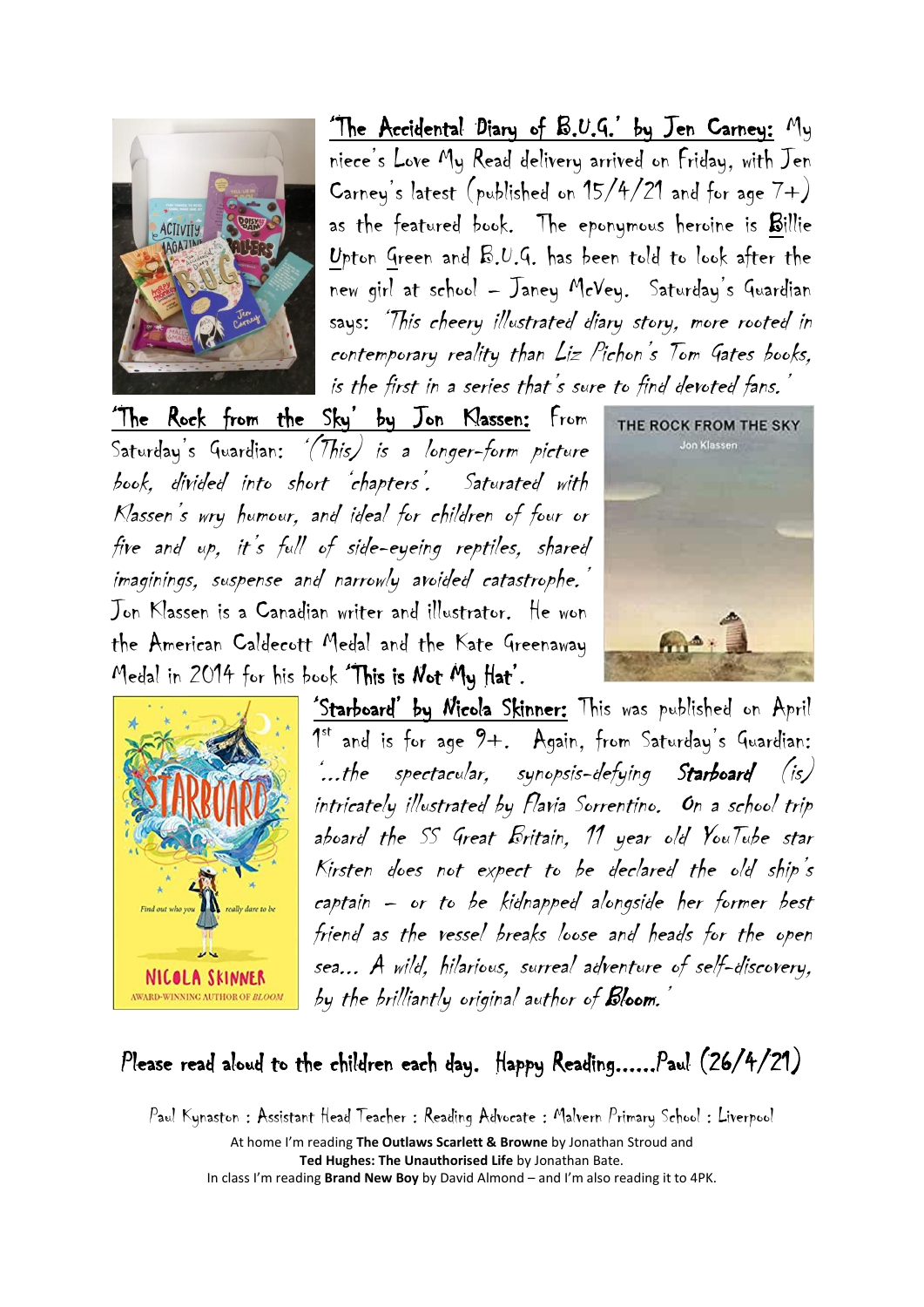'The Accidental Diary of B.U.G.' by Jen Carney: My niece's Love My Read delivery arrived on Friday, with Jen Carney's latest (published on 15/4/21 and for age 7+) as the featured book. The eponymous heroine is Billie Upton Green and B.U.G. has been told to look after the new girl at school – Janey McVey. Saturday's Guardian says: *'This cheery illustrated diary story, more rooted in contemporary reality than Liz Pichon's Tom Gates books, is the first in a series that's sure to find devoted fans.'*

'The Rock from the Sky' by Jon Klassen: From Saturday's Guardian: *'(This) is a longer-form picture book, divided into short 'chapters'. Saturated with Klassen's wry humour, and ideal for children of four or five and up, it's full of side-eyeing reptiles, shared imaginings, suspense and narrowly avoided catastrophe.'* Jon Klassen is a Canadian writer and illustrator. He won the American Caldecott Medal and the Kate Greenaway Medal in 2014 for his book **'This is Not My Hat'**.

'Starboard' by Nicola Skinner: This was published on April 1st and is for age 9+. Again, from Saturday's Guardian: *'…the spectacular, synopsis-defying **Starboard** (is) intricately illustrated by Flavia Sorrentino. On a school trip aboard the SS Great Britain, 11 year old YouTube star Kirsten does not expect to be declared the old ship's captain – or to be kidnapped alongside her former best friend as the vessel breaks loose and heads for the open sea… A wild, hilarious, surreal adventure of self-discovery, by the brilliantly original author of **Bloom**.'*

Please read aloud to the children each day. Happy Reading……Paul (26/4/21)

Paul Kynaston : Assistant Head Teacher : Reading Advocate : Malvern Primary School : Liverpool

At home I'm reading **The Outlaws Scarlett & Browne** by Jonathan Stroud and **Ted Hughes: The Unauthorised Life** by Jonathan Bate.
In class I'm reading **Brand New Boy** by David Almond – and I'm also reading it to 4PK.